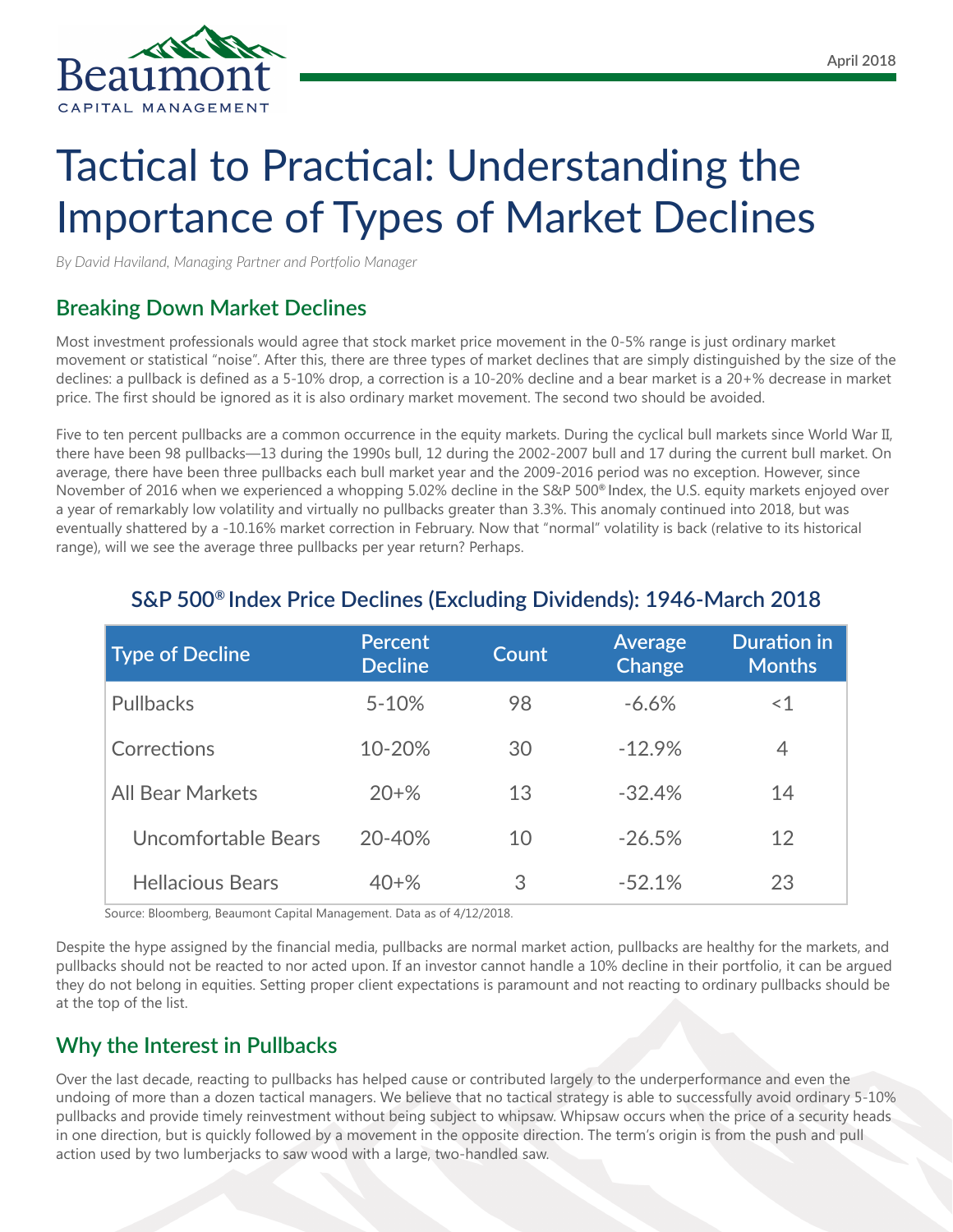Beaumont
CAPITAL MANAGEMENT

April 2018

# Tactical to Practical: Understanding the Importance of Types of Market Declines

*By David Haviland, Managing Partner and Portfolio Manager*

## Breaking Down Market Declines

Most investment professionals would agree that stock market price movement in the 0-5% range is just ordinary market movement or statistical “noise”. After this, there are three types of market declines that are simply distinguished by the size of the declines: a pullback is defined as a 5-10% drop, a correction is a 10-20% decline and a bear market is a 20+% decrease in market price. The first should be ignored as it is also ordinary market movement. The second two should be avoided.

Five to ten percent pullbacks are a common occurrence in the equity markets. During the cyclical bull markets since World War II, there have been 98 pullbacks—13 during the 1990s bull, 12 during the 2002-2007 bull and 17 during the current bull market. On average, there have been three pullbacks each bull market year and the 2009-2016 period was no exception. However, since November of 2016 when we experienced a whopping 5.02% decline in the S&P 500® Index, the U.S. equity markets enjoyed over a year of remarkably low volatility and virtually no pullbacks greater than 3.3%. This anomaly continued into 2018, but was eventually shattered by a -10.16% market correction in February. Now that “normal” volatility is back (relative to its historical range), will we see the average three pullbacks per year return? Perhaps.

### S&P 500® Index Price Declines (Excluding Dividends): 1946-March 2018

| Type of Decline | Percent Decline | Count | Average Change | Duration in Months |
|---|---|---|---|---|
| Pullbacks | 5-10% | 98 | -6.6% | <1 |
| Corrections | 10-20% | 30 | -12.9% | 4 |
| All Bear Markets | 20+% | 13 | -32.4% | 14 |
| Uncomfortable Bears | 20-40% | 10 | -26.5% | 12 |
| Hellacious Bears | 40+% | 3 | -52.1% | 23 |

Source: Bloomberg, Beaumont Capital Management. Data as of 4/12/2018.

Despite the hype assigned by the financial media, pullbacks are normal market action, pullbacks are healthy for the markets, and pullbacks should not be reacted to nor acted upon. If an investor cannot handle a 10% decline in their portfolio, it can be argued they do not belong in equities. Setting proper client expectations is paramount and not reacting to ordinary pullbacks should be at the top of the list.

## Why the Interest in Pullbacks

Over the last decade, reacting to pullbacks has helped cause or contributed largely to the underperformance and even the undoing of more than a dozen tactical managers. We believe that no tactical strategy is able to successfully avoid ordinary 5-10% pullbacks and provide timely reinvestment without being subject to whipsaw. Whipsaw occurs when the price of a security heads in one direction, but is quickly followed by a movement in the opposite direction. The term’s origin is from the push and pull action used by two lumberjacks to saw wood with a large, two-handled saw.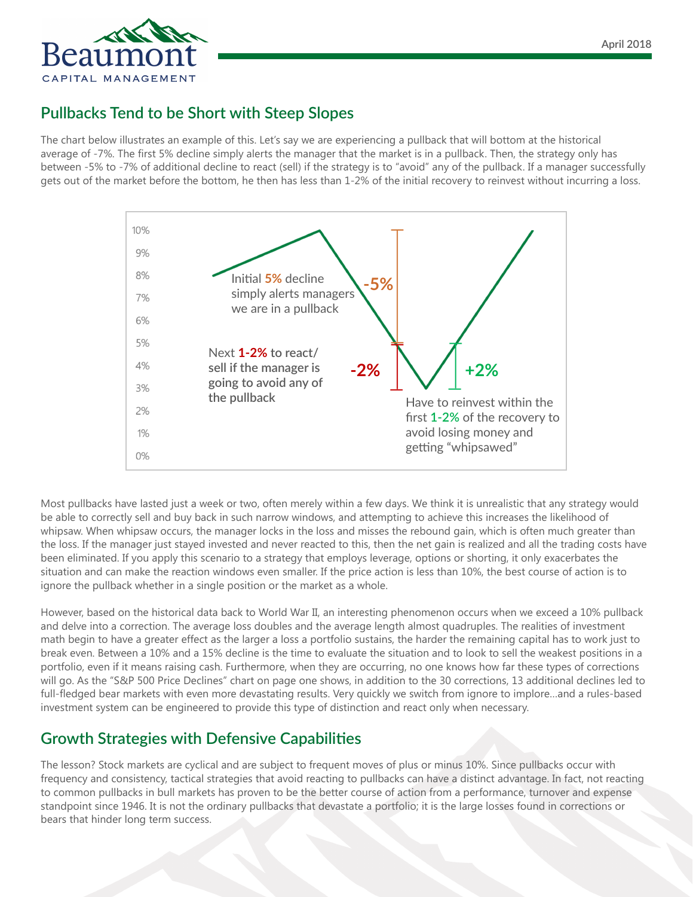## Pullbacks Tend to be Short with Steep Slopes

The chart below illustrates an example of this. Let's say we are experiencing a pullback that will bottom at the historical average of -7%. The first 5% decline simply alerts the manager that the market is in a pullback. Then, the strategy only has between -5% to -7% of additional decline to react (sell) if the strategy is to "avoid" any of the pullback. If a manager successfully gets out of the market before the bottom, he then has less than 1-2% of the initial recovery to reinvest without incurring a loss.

Initial 5% decline simply alerts managers we are in a pullback

-5%

Next **1-2%** to react/ sell if the manager is going to avoid any of the pullback

-2%

+2%

Have to reinvest within the first 1-2% of the recovery to avoid losing money and getting "whipsawed"

Most pullbacks have lasted just a week or two, often merely within a few days. We think it is unrealistic that any strategy would be able to correctly sell and buy back in such narrow windows, and attempting to achieve this increases the likelihood of whipsaw. When whipsaw occurs, the manager locks in the loss and misses the rebound gain, which is often much greater than the loss. If the manager just stayed invested and never reacted to this, then the net gain is realized and all the trading costs have been eliminated. If you apply this scenario to a strategy that employs leverage, options or shorting, it only exacerbates the situation and can make the reaction windows even smaller. If the price action is less than 10%, the best course of action is to ignore the pullback whether in a single position or the market as a whole.

However, based on the historical data back to World War II, an interesting phenomenon occurs when we exceed a 10% pullback and delve into a correction. The average loss doubles and the average length almost quadruples. The realities of investment math begin to have a greater effect as the larger a loss a portfolio sustains, the harder the remaining capital has to work just to break even. Between a 10% and a 15% decline is the time to evaluate the situation and to look to sell the weakest positions in a portfolio, even if it means raising cash. Furthermore, when they are occurring, no one knows how far these types of corrections will go. As the "S&P 500 Price Declines" chart on page one shows, in addition to the 30 corrections, 13 additional declines led to full-fledged bear markets with even more devastating results. Very quickly we switch from ignore to implore…and a rules-based investment system can be engineered to provide this type of distinction and react only when necessary.

## Growth Strategies with Defensive Capabilities

The lesson? Stock markets are cyclical and are subject to frequent moves of plus or minus 10%. Since pullbacks occur with frequency and consistency, tactical strategies that avoid reacting to pullbacks can have a distinct advantage. In fact, not reacting to common pullbacks in bull markets has proven to be the better course of action from a performance, turnover and expense standpoint since 1946. It is not the ordinary pullbacks that devastate a portfolio; it is the large losses found in corrections or bears that hinder long term success.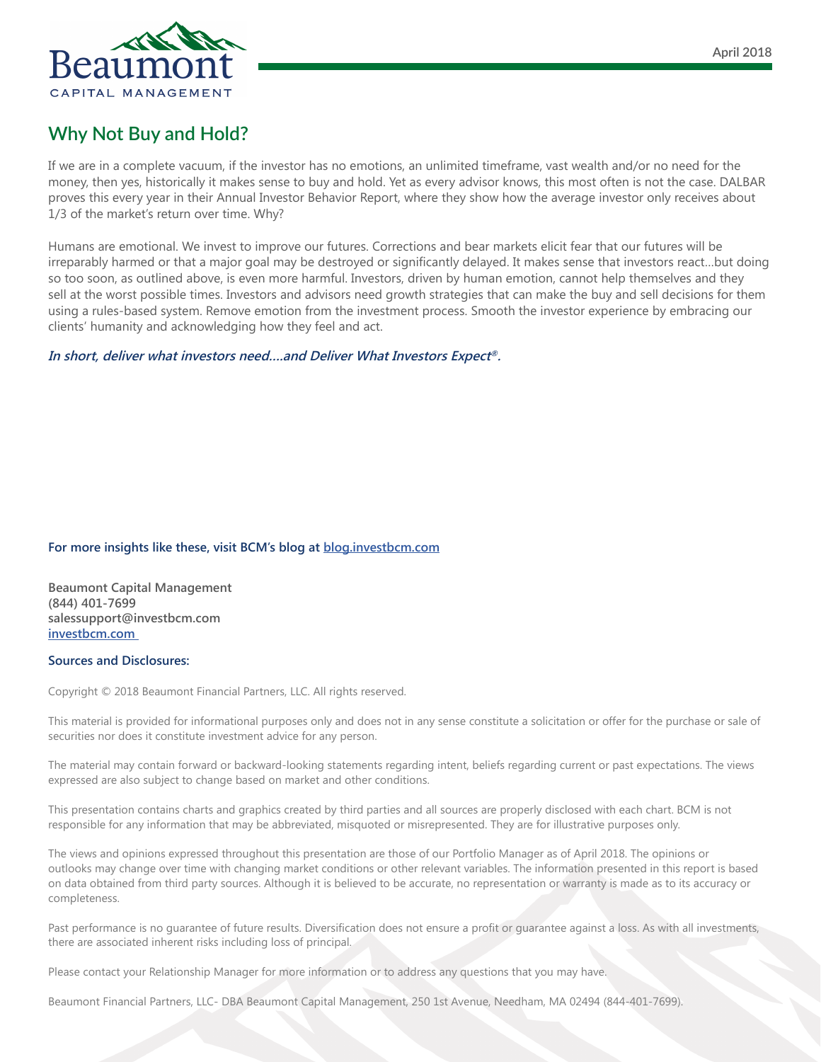## Why Not Buy and Hold?

If we are in a complete vacuum, if the investor has no emotions, an unlimited timeframe, vast wealth and/or no need for the money, then yes, historically it makes sense to buy and hold. Yet as every advisor knows, this most often is not the case. DALBAR proves this every year in their Annual Investor Behavior Report, where they show how the average investor only receives about 1/3 of the market's return over time. Why?

Humans are emotional. We invest to improve our futures. Corrections and bear markets elicit fear that our futures will be irreparably harmed or that a major goal may be destroyed or significantly delayed. It makes sense that investors react…but doing so too soon, as outlined above, is even more harmful. Investors, driven by human emotion, cannot help themselves and they sell at the worst possible times. Investors and advisors need growth strategies that can make the buy and sell decisions for them using a rules-based system. Remove emotion from the investment process. Smooth the investor experience by embracing our clients' humanity and acknowledging how they feel and act.

***In short, deliver what investors need….and Deliver What Investors Expect®.***

**For more insights like these, visit BCM's blog at [blog.investbcm.com](blog.investbcm.com)**

**Beaumont Capital Management**
**(844) 401-7699**
**salessupport@investbcm.com**
**[investbcm.com](investbcm.com)**

**Sources and Disclosures:**

Copyright © 2018 Beaumont Financial Partners, LLC. All rights reserved.

This material is provided for informational purposes only and does not in any sense constitute a solicitation or offer for the purchase or sale of securities nor does it constitute investment advice for any person.

The material may contain forward or backward-looking statements regarding intent, beliefs regarding current or past expectations. The views expressed are also subject to change based on market and other conditions.

This presentation contains charts and graphics created by third parties and all sources are properly disclosed with each chart. BCM is not responsible for any information that may be abbreviated, misquoted or misrepresented. They are for illustrative purposes only.

The views and opinions expressed throughout this presentation are those of our Portfolio Manager as of April 2018. The opinions or outlooks may change over time with changing market conditions or other relevant variables. The information presented in this report is based on data obtained from third party sources. Although it is believed to be accurate, no representation or warranty is made as to its accuracy or completeness.

Past performance is no guarantee of future results. Diversification does not ensure a profit or guarantee against a loss. As with all investments, there are associated inherent risks including loss of principal.

Please contact your Relationship Manager for more information or to address any questions that you may have.

Beaumont Financial Partners, LLC- DBA Beaumont Capital Management, 250 1st Avenue, Needham, MA 02494 (844-401-7699).